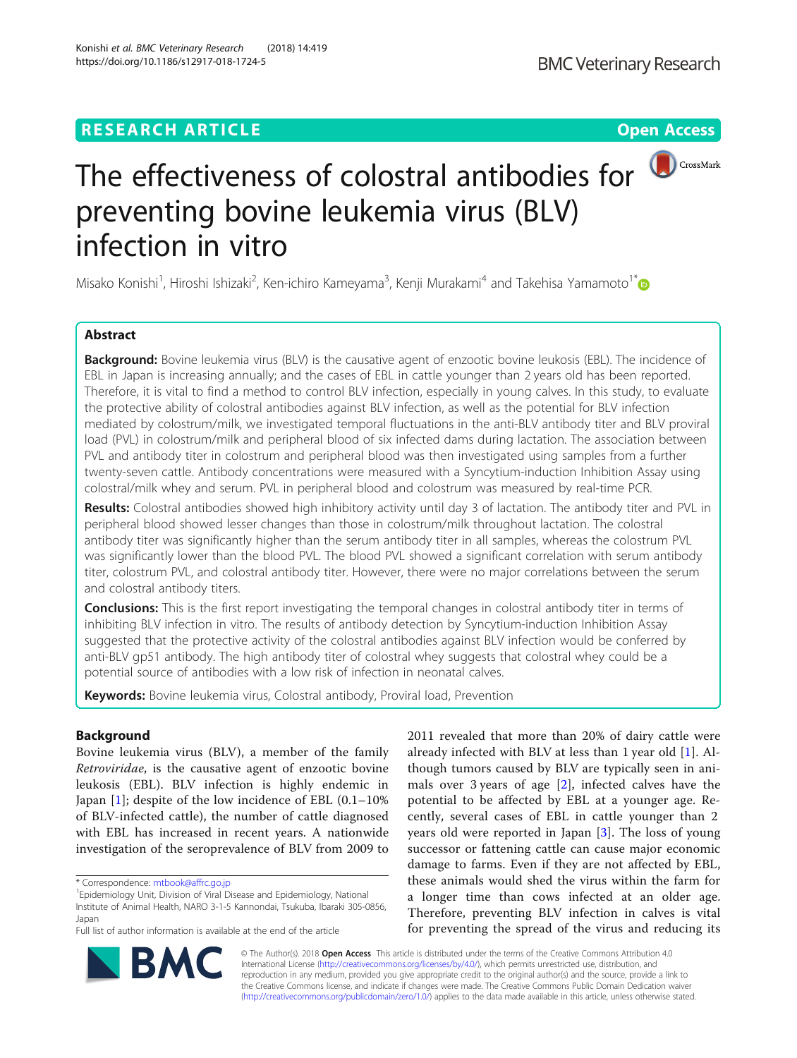# The effectiveness of colostral antibodies for preventing bovine leukemia virus (BLV) infection in vitro

Misako Konishi[1], Hiroshi Ishizaki[2], Ken-ichiro Kameyama[3], Kenji Murakami[4] and Takehisa Yamamoto[1*]

## Abstract

**Background:** Bovine leukemia virus (BLV) is the causative agent of enzootic bovine leukosis (EBL). The incidence of EBL in Japan is increasing annually; and the cases of EBL in cattle younger than 2 years old has been reported. Therefore, it is vital to find a method to control BLV infection, especially in young calves. In this study, to evaluate the protective ability of colostral antibodies against BLV infection, as well as the potential for BLV infection mediated by colostrum/milk, we investigated temporal fluctuations in the anti-BLV antibody titer and BLV proviral load (PVL) in colostrum/milk and peripheral blood of six infected dams during lactation. The association between PVL and antibody titer in colostrum and peripheral blood was then investigated using samples from a further twenty-seven cattle. Antibody concentrations were measured with a Syncytium-induction Inhibition Assay using colostral/milk whey and serum. PVL in peripheral blood and colostrum was measured by real-time PCR.

**Results:** Colostral antibodies showed high inhibitory activity until day 3 of lactation. The antibody titer and PVL in peripheral blood showed lesser changes than those in colostrum/milk throughout lactation. The colostral antibody titer was significantly higher than the serum antibody titer in all samples, whereas the colostrum PVL was significantly lower than the blood PVL. The blood PVL showed a significant correlation with serum antibody titer, colostrum PVL, and colostral antibody titer. However, there were no major correlations between the serum and colostral antibody titers.

**Conclusions:** This is the first report investigating the temporal changes in colostral antibody titer in terms of inhibiting BLV infection in vitro. The results of antibody detection by Syncytium-induction Inhibition Assay suggested that the protective activity of the colostral antibodies against BLV infection would be conferred by anti-BLV gp51 antibody. The high antibody titer of colostral whey suggests that colostral whey could be a potential source of antibodies with a low risk of infection in neonatal calves.

**Keywords:** Bovine leukemia virus, Colostral antibody, Proviral load, Prevention

## Background

Bovine leukemia virus (BLV), a member of the family *Retroviridae*, is the causative agent of enzootic bovine leukosis (EBL). BLV infection is highly endemic in Japan [1]; despite of the low incidence of EBL (0.1–10% of BLV-infected cattle), the number of cattle diagnosed with EBL has increased in recent years. A nationwide investigation of the seroprevalence of BLV from 2009 to 2011 revealed that more than 20% of dairy cattle were already infected with BLV at less than 1 year old [1]. Although tumors caused by BLV are typically seen in animals over 3 years of age [2], infected calves have the potential to be affected by EBL at a younger age. Recently, several cases of EBL in cattle younger than 2 years old were reported in Japan [3]. The loss of young successor or fattening cattle can cause major economic damage to farms. Even if they are not affected by EBL, these animals would shed the virus within the farm for a longer time than cows infected at an older age. Therefore, preventing BLV infection in calves is vital for preventing the spread of the virus and reducing its

\* Correspondence: mtbook@affrc.go.jp

[1] Epidemiology Unit, Division of Viral Disease and Epidemiology, National Institute of Animal Health, NARO 3-1-5 Kannondai, Tsukuba, Ibaraki 305-0856, Japan

Full list of author information is available at the end of the article

© The Author(s). 2018 **Open Access** This article is distributed under the terms of the Creative Commons Attribution 4.0 International License (http://creativecommons.org/licenses/by/4.0/), which permits unrestricted use, distribution, and reproduction in any medium, provided you give appropriate credit to the original author(s) and the source, provide a link to the Creative Commons license, and indicate if changes were made. The Creative Commons Public Domain Dedication waiver (http://creativecommons.org/publicdomain/zero/1.0/) applies to the data made available in this article, unless otherwise stated.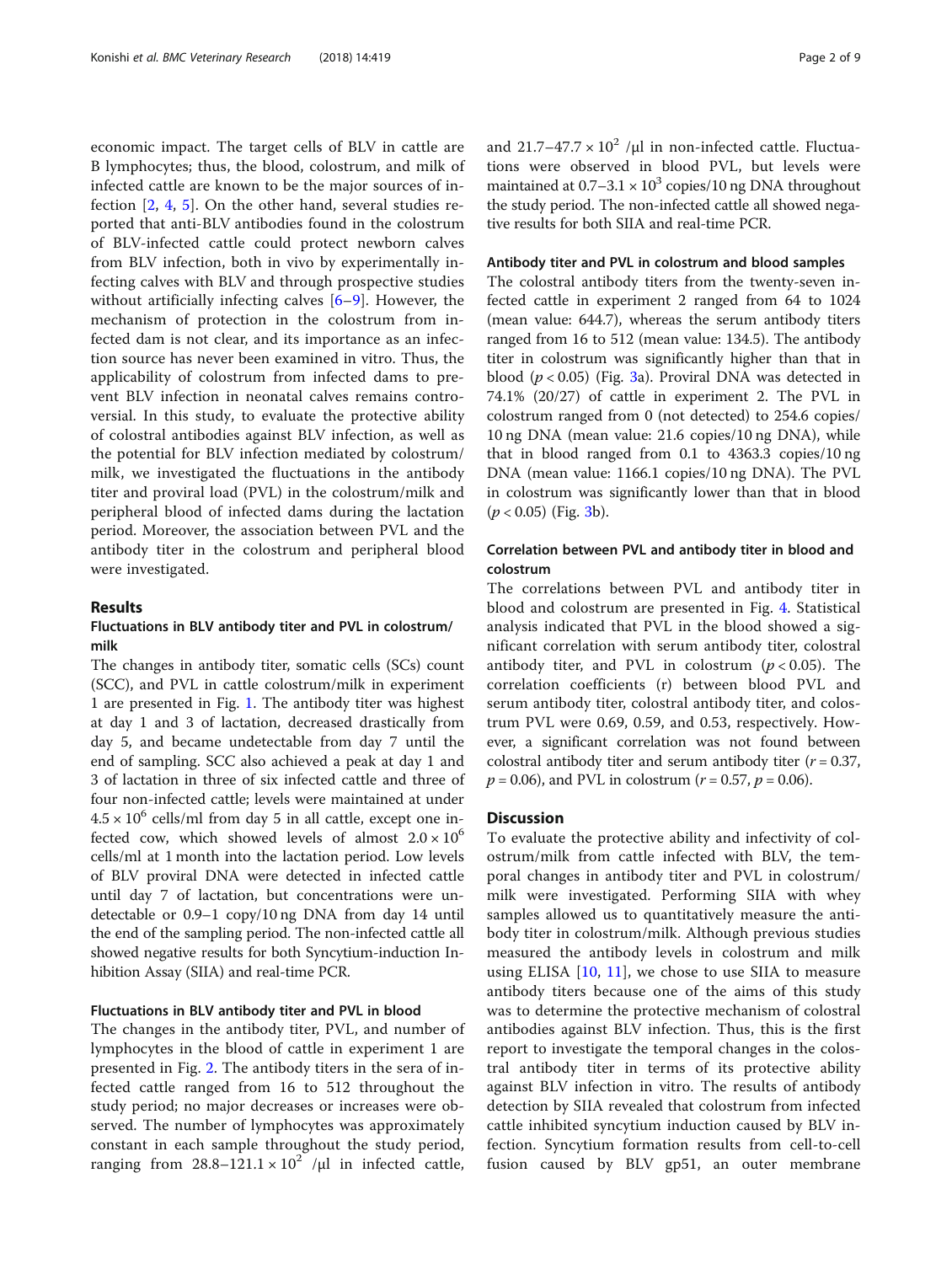economic impact. The target cells of BLV in cattle are B lymphocytes; thus, the blood, colostrum, and milk of infected cattle are known to be the major sources of infection [2, 4, 5]. On the other hand, several studies reported that anti-BLV antibodies found in the colostrum of BLV-infected cattle could protect newborn calves from BLV infection, both in vivo by experimentally infecting calves with BLV and through prospective studies without artificially infecting calves [6–9]. However, the mechanism of protection in the colostrum from infected dam is not clear, and its importance as an infection source has never been examined in vitro. Thus, the applicability of colostrum from infected dams to prevent BLV infection in neonatal calves remains controversial. In this study, to evaluate the protective ability of colostral antibodies against BLV infection, as well as the potential for BLV infection mediated by colostrum/milk, we investigated the fluctuations in the antibody titer and proviral load (PVL) in the colostrum/milk and peripheral blood of infected dams during the lactation period. Moreover, the association between PVL and the antibody titer in the colostrum and peripheral blood were investigated.

## Results

### Fluctuations in BLV antibody titer and PVL in colostrum/milk

The changes in antibody titer, somatic cells (SCs) count (SCC), and PVL in cattle colostrum/milk in experiment 1 are presented in Fig. 1. The antibody titer was highest at day 1 and 3 of lactation, decreased drastically from day 5, and became undetectable from day 7 until the end of sampling. SCC also achieved a peak at day 1 and 3 of lactation in three of six infected cattle and three of four non-infected cattle; levels were maintained at under $4.5 \times 10^6$ cells/ml from day 5 in all cattle, except one infected cow, which showed levels of almost $2.0 \times 10^6$ cells/ml at 1 month into the lactation period. Low levels of BLV proviral DNA were detected in infected cattle until day 7 of lactation, but concentrations were undetectable or 0.9–1 copy/10 ng DNA from day 14 until the end of the sampling period. The non-infected cattle all showed negative results for both Syncytium-induction Inhibition Assay (SIIA) and real-time PCR.

### Fluctuations in BLV antibody titer and PVL in blood

The changes in the antibody titer, PVL, and number of lymphocytes in the blood of cattle in experiment 1 are presented in Fig. 2. The antibody titers in the sera of infected cattle ranged from 16 to 512 throughout the study period; no major decreases or increases were observed. The number of lymphocytes was approximately constant in each sample throughout the study period, ranging from $28.8–121.1 \times 10^2$ /μl in infected cattle, and $21.7–47.7 \times 10^2$ /μl in non-infected cattle. Fluctuations were observed in blood PVL, but levels were maintained at $0.7–3.1 \times 10^3$ copies/10 ng DNA throughout the study period. The non-infected cattle all showed negative results for both SIIA and real-time PCR.

### Antibody titer and PVL in colostrum and blood samples

The colostral antibody titers from the twenty-seven infected cattle in experiment 2 ranged from 64 to 1024 (mean value: 644.7), whereas the serum antibody titers ranged from 16 to 512 (mean value: 134.5). The antibody titer in colostrum was significantly higher than that in blood ($p < 0.05$) (Fig. 3a). Proviral DNA was detected in 74.1% (20/27) of cattle in experiment 2. The PVL in colostrum ranged from 0 (not detected) to 254.6 copies/10 ng DNA (mean value: 21.6 copies/10 ng DNA), while that in blood ranged from 0.1 to 4363.3 copies/10 ng DNA (mean value: 1166.1 copies/10 ng DNA). The PVL in colostrum was significantly lower than that in blood ($p < 0.05$) (Fig. 3b).

### Correlation between PVL and antibody titer in blood and colostrum

The correlations between PVL and antibody titer in blood and colostrum are presented in Fig. 4. Statistical analysis indicated that PVL in the blood showed a significant correlation with serum antibody titer, colostral antibody titer, and PVL in colostrum ($p < 0.05$). The correlation coefficients (r) between blood PVL and serum antibody titer, colostral antibody titer, and colostrum PVL were 0.69, 0.59, and 0.53, respectively. However, a significant correlation was not found between colostral antibody titer and serum antibody titer ($r = 0.37$, $p = 0.06$), and PVL in colostrum ($r = 0.57$, $p = 0.06$).

## Discussion

To evaluate the protective ability and infectivity of colostrum/milk from cattle infected with BLV, the temporal changes in antibody titer and PVL in colostrum/milk were investigated. Performing SIIA with whey samples allowed us to quantitatively measure the antibody titer in colostrum/milk. Although previous studies measured the antibody levels in colostrum and milk using ELISA [10, 11], we chose to use SIIA to measure antibody titers because one of the aims of this study was to determine the protective mechanism of colostral antibodies against BLV infection. Thus, this is the first report to investigate the temporal changes in the colostral antibody titer in terms of its protective ability against BLV infection in vitro. The results of antibody detection by SIIA revealed that colostrum from infected cattle inhibited syncytium induction caused by BLV infection. Syncytium formation results from cell-to-cell fusion caused by BLV gp51, an outer membrane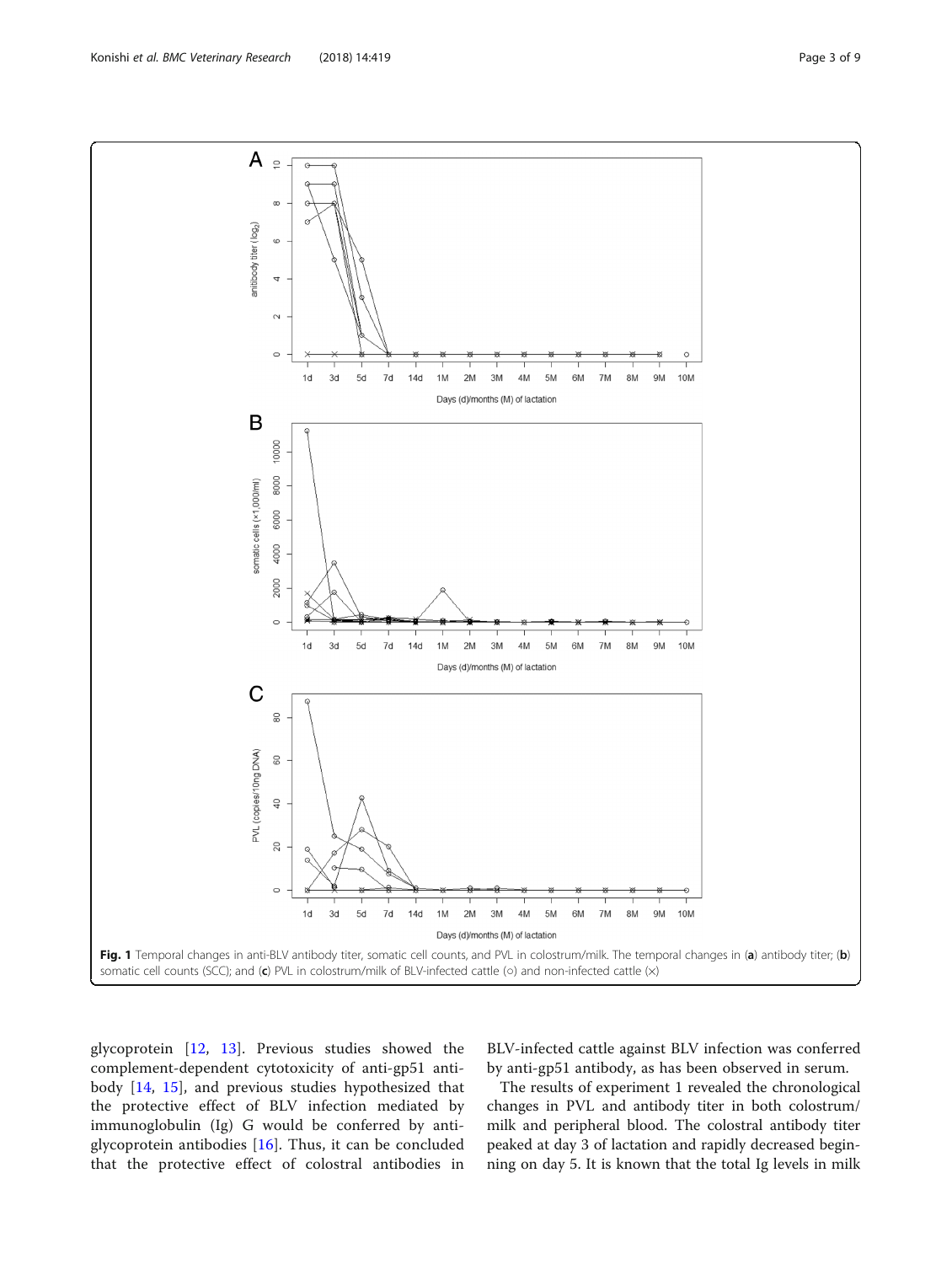Fig. 1 Temporal changes in anti-BLV antibody titer, somatic cell counts, and PVL in colostrum/milk. The temporal changes in (**a**) antibody titer; (**b**) somatic cell counts (SCC); and (**c**) PVL in colostrum/milk of BLV-infected cattle (○) and non-infected cattle (×)

glycoprotein [12, 13]. Previous studies showed the complement-dependent cytotoxicity of anti-gp51 antibody [14, 15], and previous studies hypothesized that the protective effect of BLV infection mediated by immunoglobulin (Ig) G would be conferred by anti-glycoprotein antibodies [16]. Thus, it can be concluded that the protective effect of colostral antibodies in BLV-infected cattle against BLV infection was conferred by anti-gp51 antibody, as has been observed in serum.

The results of experiment 1 revealed the chronological changes in PVL and antibody titer in both colostrum/milk and peripheral blood. The colostral antibody titer peaked at day 3 of lactation and rapidly decreased beginning on day 5. It is known that the total Ig levels in milk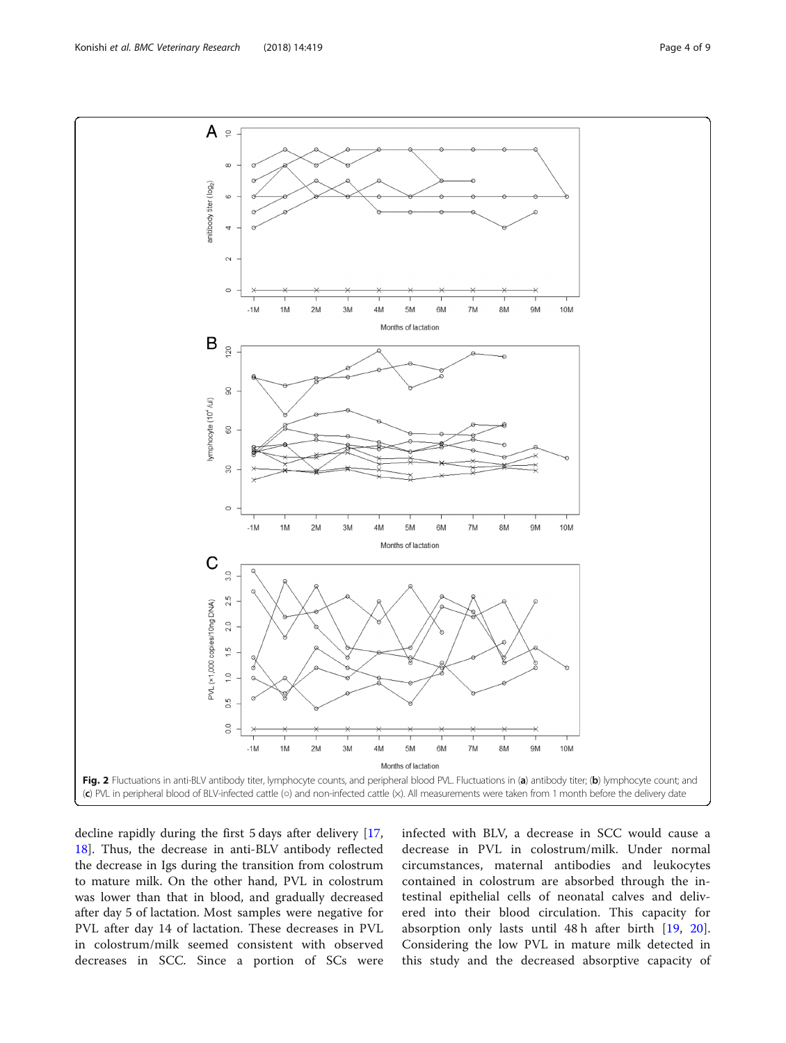**Fig. 2** Fluctuations in anti-BLV antibody titer, lymphocyte counts, and peripheral blood PVL. Fluctuations in (**a**) antibody titer; (**b**) lymphocyte count; and (**c**) PVL in peripheral blood of BLV-infected cattle (○) and non-infected cattle (×). All measurements were taken from 1 month before the delivery date

decline rapidly during the first 5 days after delivery [17, 18]. Thus, the decrease in anti-BLV antibody reflected the decrease in Igs during the transition from colostrum to mature milk. On the other hand, PVL in colostrum was lower than that in blood, and gradually decreased after day 5 of lactation. Most samples were negative for PVL after day 14 of lactation. These decreases in PVL in colostrum/milk seemed consistent with observed decreases in SCC. Since a portion of SCs were infected with BLV, a decrease in SCC would cause a decrease in PVL in colostrum/milk. Under normal circumstances, maternal antibodies and leukocytes contained in colostrum are absorbed through the intestinal epithelial cells of neonatal calves and delivered into their blood circulation. This capacity for absorption only lasts until 48 h after birth [19, 20]. Considering the low PVL in mature milk detected in this study and the decreased absorptive capacity of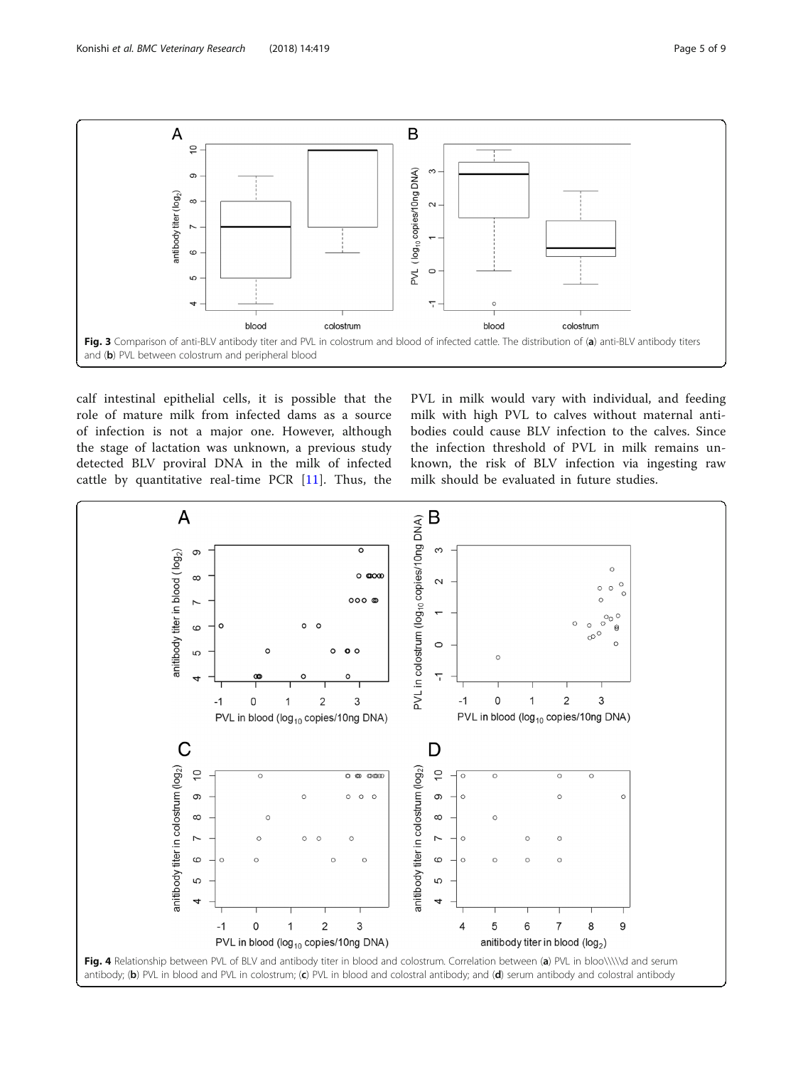Fig. 3 Comparison of anti-BLV antibody titer and PVL in colostrum and blood of infected cattle. The distribution of (**a**) anti-BLV antibody titers and (**b**) PVL between colostrum and peripheral blood

calf intestinal epithelial cells, it is possible that the role of mature milk from infected dams as a source of infection is not a major one. However, although the stage of lactation was unknown, a previous study detected BLV proviral DNA in the milk of infected cattle by quantitative real-time PCR [11]. Thus, the PVL in milk would vary with individual, and feeding milk with high PVL to calves without maternal antibodies could cause BLV infection to the calves. Since the infection threshold of PVL in milk remains unknown, the risk of BLV infection via ingesting raw milk should be evaluated in future studies.

Fig. 4 Relationship between PVL of BLV and antibody titer in blood and colostrum. Correlation between (**a**) PVL in bloo\\\\\d and serum antibody; (**b**) PVL in blood and PVL in colostrum; (**c**) PVL in blood and colostral antibody; and (**d**) serum antibody and colostral antibody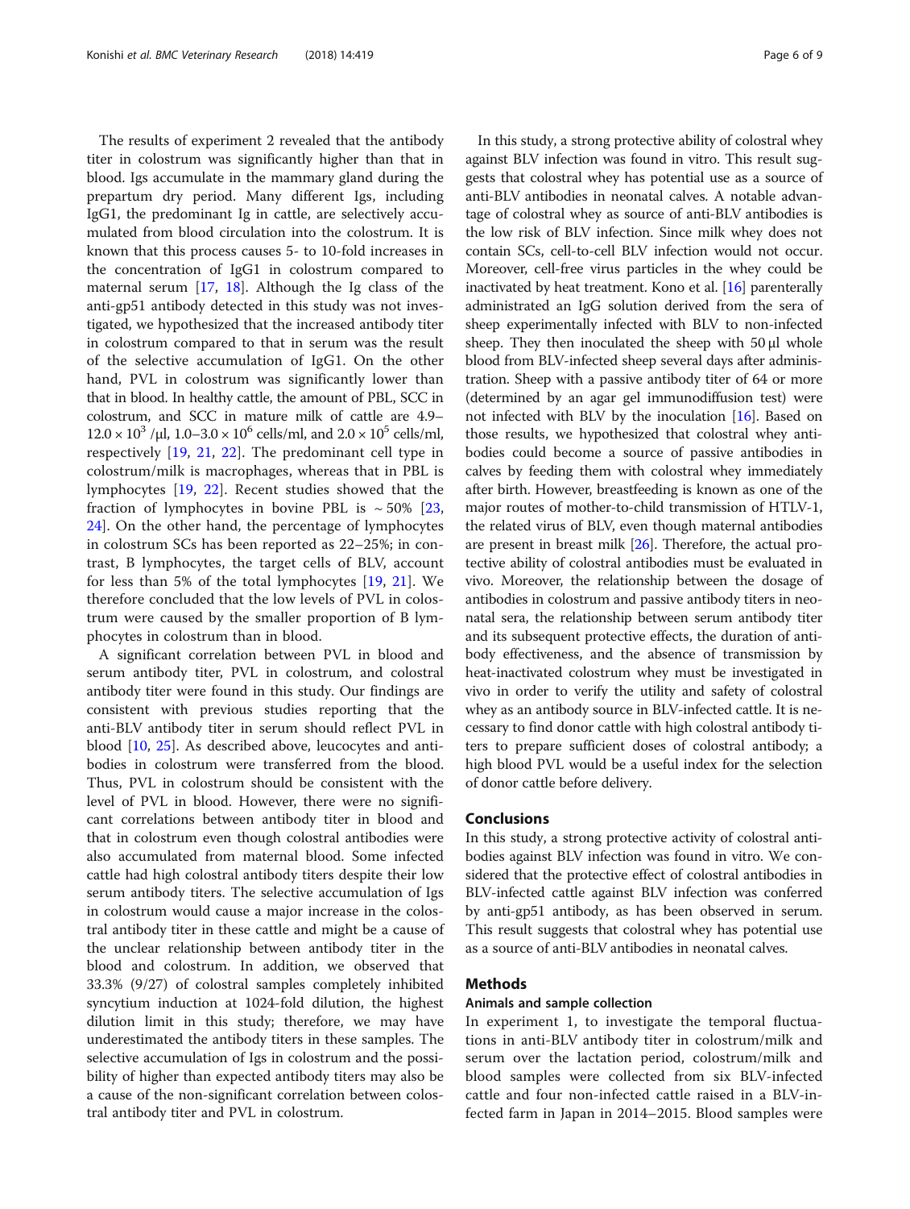The results of experiment 2 revealed that the antibody titer in colostrum was significantly higher than that in blood. Igs accumulate in the mammary gland during the prepartum dry period. Many different Igs, including IgG1, the predominant Ig in cattle, are selectively accumulated from blood circulation into the colostrum. It is known that this process causes 5- to 10-fold increases in the concentration of IgG1 in colostrum compared to maternal serum [17, 18]. Although the Ig class of the anti-gp51 antibody detected in this study was not investigated, we hypothesized that the increased antibody titer in colostrum compared to that in serum was the result of the selective accumulation of IgG1. On the other hand, PVL in colostrum was significantly lower than that in blood. In healthy cattle, the amount of PBL, SCC in colostrum, and SCC in mature milk of cattle are 4.9–$12.0 \times 10^3$ /μl, 1.0–$3.0 \times 10^6$ cells/ml, and $2.0 \times 10^5$ cells/ml, respectively [19, 21, 22]. The predominant cell type in colostrum/milk is macrophages, whereas that in PBL is lymphocytes [19, 22]. Recent studies showed that the fraction of lymphocytes in bovine PBL is ~ 50% [23, 24]. On the other hand, the percentage of lymphocytes in colostrum SCs has been reported as 22–25%; in contrast, B lymphocytes, the target cells of BLV, account for less than 5% of the total lymphocytes [19, 21]. We therefore concluded that the low levels of PVL in colostrum were caused by the smaller proportion of B lymphocytes in colostrum than in blood.

A significant correlation between PVL in blood and serum antibody titer, PVL in colostrum, and colostral antibody titer were found in this study. Our findings are consistent with previous studies reporting that the anti-BLV antibody titer in serum should reflect PVL in blood [10, 25]. As described above, leucocytes and antibodies in colostrum were transferred from the blood. Thus, PVL in colostrum should be consistent with the level of PVL in blood. However, there were no significant correlations between antibody titer in blood and that in colostrum even though colostral antibodies were also accumulated from maternal blood. Some infected cattle had high colostral antibody titers despite their low serum antibody titers. The selective accumulation of Igs in colostrum would cause a major increase in the colostral antibody titer in these cattle and might be a cause of the unclear relationship between antibody titer in the blood and colostrum. In addition, we observed that 33.3% (9/27) of colostral samples completely inhibited syncytium induction at 1024-fold dilution, the highest dilution limit in this study; therefore, we may have underestimated the antibody titers in these samples. The selective accumulation of Igs in colostrum and the possibility of higher than expected antibody titers may also be a cause of the non-significant correlation between colostral antibody titer and PVL in colostrum.

In this study, a strong protective ability of colostral whey against BLV infection was found in vitro. This result suggests that colostral whey has potential use as a source of anti-BLV antibodies in neonatal calves. A notable advantage of colostral whey as source of anti-BLV antibodies is the low risk of BLV infection. Since milk whey does not contain SCs, cell-to-cell BLV infection would not occur. Moreover, cell-free virus particles in the whey could be inactivated by heat treatment. Kono et al. [16] parenterally administrated an IgG solution derived from the sera of sheep experimentally infected with BLV to non-infected sheep. They then inoculated the sheep with 50 μl whole blood from BLV-infected sheep several days after administration. Sheep with a passive antibody titer of 64 or more (determined by an agar gel immunodiffusion test) were not infected with BLV by the inoculation [16]. Based on those results, we hypothesized that colostral whey antibodies could become a source of passive antibodies in calves by feeding them with colostral whey immediately after birth. However, breastfeeding is known as one of the major routes of mother-to-child transmission of HTLV-1, the related virus of BLV, even though maternal antibodies are present in breast milk [26]. Therefore, the actual protective ability of colostral antibodies must be evaluated in vivo. Moreover, the relationship between the dosage of antibodies in colostrum and passive antibody titers in neonatal sera, the relationship between serum antibody titer and its subsequent protective effects, the duration of antibody effectiveness, and the absence of transmission by heat-inactivated colostrum whey must be investigated in vivo in order to verify the utility and safety of colostral whey as an antibody source in BLV-infected cattle. It is necessary to find donor cattle with high colostral antibody titers to prepare sufficient doses of colostral antibody; a high blood PVL would be a useful index for the selection of donor cattle before delivery.

## Conclusions

In this study, a strong protective activity of colostral antibodies against BLV infection was found in vitro. We considered that the protective effect of colostral antibodies in BLV-infected cattle against BLV infection was conferred by anti-gp51 antibody, as has been observed in serum. This result suggests that colostral whey has potential use as a source of anti-BLV antibodies in neonatal calves.

## Methods

### Animals and sample collection

In experiment 1, to investigate the temporal fluctuations in anti-BLV antibody titer in colostrum/milk and serum over the lactation period, colostrum/milk and blood samples were collected from six BLV-infected cattle and four non-infected cattle raised in a BLV-infected farm in Japan in 2014–2015. Blood samples were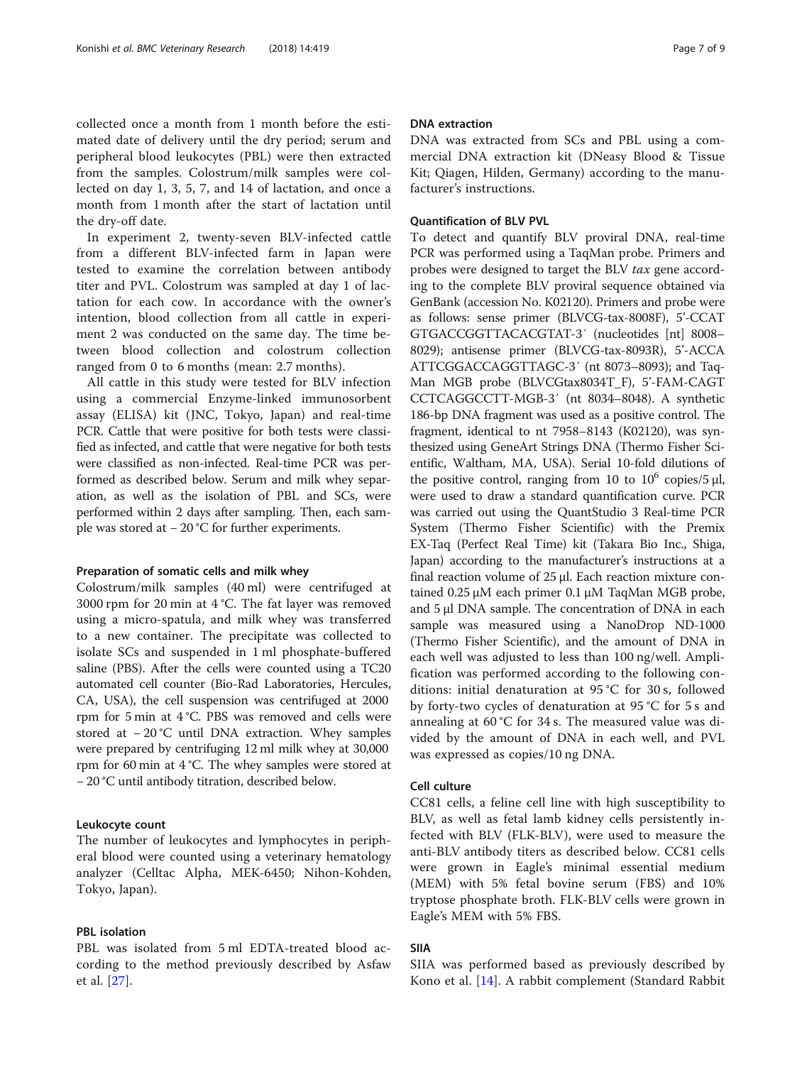collected once a month from 1 month before the estimated date of delivery until the dry period; serum and peripheral blood leukocytes (PBL) were then extracted from the samples. Colostrum/milk samples were collected on day 1, 3, 5, 7, and 14 of lactation, and once a month from 1 month after the start of lactation until the dry-off date.

In experiment 2, twenty-seven BLV-infected cattle from a different BLV-infected farm in Japan were tested to examine the correlation between antibody titer and PVL. Colostrum was sampled at day 1 of lactation for each cow. In accordance with the owner's intention, blood collection from all cattle in experiment 2 was conducted on the same day. The time between blood collection and colostrum collection ranged from 0 to 6 months (mean: 2.7 months).

All cattle in this study were tested for BLV infection using a commercial Enzyme-linked immunosorbent assay (ELISA) kit (JNC, Tokyo, Japan) and real-time PCR. Cattle that were positive for both tests were classified as infected, and cattle that were negative for both tests were classified as non-infected. Real-time PCR was performed as described below. Serum and milk whey separation, as well as the isolation of PBL and SCs, were performed within 2 days after sampling. Then, each sample was stored at − 20 °C for further experiments.

### Preparation of somatic cells and milk whey

Colostrum/milk samples (40 ml) were centrifuged at 3000 rpm for 20 min at 4 °C. The fat layer was removed using a micro-spatula, and milk whey was transferred to a new container. The precipitate was collected to isolate SCs and suspended in 1 ml phosphate-buffered saline (PBS). After the cells were counted using a TC20 automated cell counter (Bio-Rad Laboratories, Hercules, CA, USA), the cell suspension was centrifuged at 2000 rpm for 5 min at 4 °C. PBS was removed and cells were stored at − 20 °C until DNA extraction. Whey samples were prepared by centrifuging 12 ml milk whey at 30,000 rpm for 60 min at 4 °C. The whey samples were stored at − 20 °C until antibody titration, described below.

### Leukocyte count

The number of leukocytes and lymphocytes in peripheral blood were counted using a veterinary hematology analyzer (Celltac Alpha, MEK-6450; Nihon-Kohden, Tokyo, Japan).

### PBL isolation

PBL was isolated from 5 ml EDTA-treated blood according to the method previously described by Asfaw et al. [27].

### DNA extraction

DNA was extracted from SCs and PBL using a commercial DNA extraction kit (DNeasy Blood & Tissue Kit; Qiagen, Hilden, Germany) according to the manufacturer's instructions.

### Quantification of BLV PVL

To detect and quantify BLV proviral DNA, real-time PCR was performed using a TaqMan probe. Primers and probes were designed to target the BLV *tax* gene according to the complete BLV proviral sequence obtained via GenBank (accession No. K02120). Primers and probe were as follows: sense primer (BLVCG-tax-8008F), 5′-CCATGTGACCGGTTACACGTAT-3′ (nucleotides [nt] 8008–8029); antisense primer (BLVCG-tax-8093R), 5′-ACCAATTCGGACCAGGTTAGC-3′ (nt 8073–8093); and TaqMan MGB probe (BLVCGtax8034T_F), 5′-FAM-CAGTCCTCAGGCCTT-MGB-3′ (nt 8034–8048). A synthetic 186-bp DNA fragment was used as a positive control. The fragment, identical to nt 7958–8143 (K02120), was synthesized using GeneArt Strings DNA (Thermo Fisher Scientific, Waltham, MA, USA). Serial 10-fold dilutions of the positive control, ranging from 10 to $10^6$ copies/5 μl, were used to draw a standard quantification curve. PCR was carried out using the QuantStudio 3 Real-time PCR System (Thermo Fisher Scientific) with the Premix EX-Taq (Perfect Real Time) kit (Takara Bio Inc., Shiga, Japan) according to the manufacturer's instructions at a final reaction volume of 25 μl. Each reaction mixture contained 0.25 μM each primer 0.1 μM TaqMan MGB probe, and 5 μl DNA sample. The concentration of DNA in each sample was measured using a NanoDrop ND-1000 (Thermo Fisher Scientific), and the amount of DNA in each well was adjusted to less than 100 ng/well. Amplification was performed according to the following conditions: initial denaturation at 95 °C for 30 s, followed by forty-two cycles of denaturation at 95 °C for 5 s and annealing at 60 °C for 34 s. The measured value was divided by the amount of DNA in each well, and PVL was expressed as copies/10 ng DNA.

### Cell culture

CC81 cells, a feline cell line with high susceptibility to BLV, as well as fetal lamb kidney cells persistently infected with BLV (FLK-BLV), were used to measure the anti-BLV antibody titers as described below. CC81 cells were grown in Eagle's minimal essential medium (MEM) with 5% fetal bovine serum (FBS) and 10% tryptose phosphate broth. FLK-BLV cells were grown in Eagle's MEM with 5% FBS.

### SIIA

SIIA was performed based as previously described by Kono et al. [14]. A rabbit complement (Standard Rabbit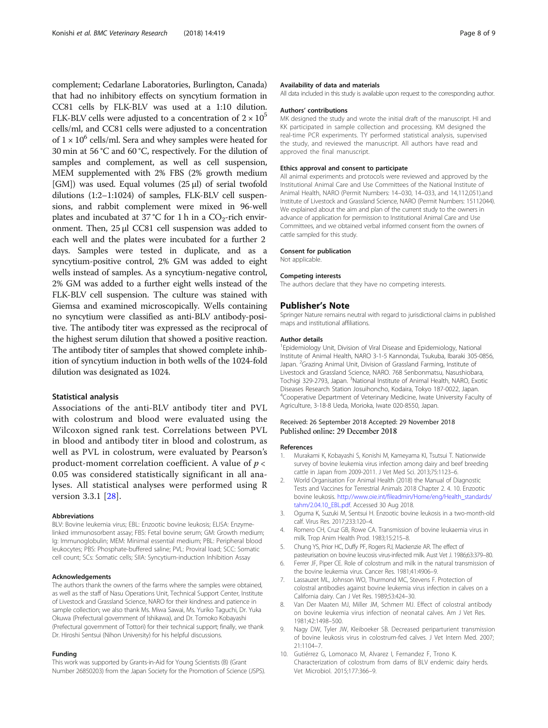complement; Cedarlane Laboratories, Burlington, Canada) that had no inhibitory effects on syncytium formation in CC81 cells by FLK-BLV was used at a 1:10 dilution. FLK-BLV cells were adjusted to a concentration of $2 \times 10^5$ cells/ml, and CC81 cells were adjusted to a concentration of $1 \times 10^6$ cells/ml. Sera and whey samples were heated for 30 min at 56 °C and 60 °C, respectively. For the dilution of samples and complement, as well as cell suspension, MEM supplemented with 2% FBS (2% growth medium [GM]) was used. Equal volumes (25 μl) of serial twofold dilutions (1:2–1:1024) of samples, FLK-BLV cell suspensions, and rabbit complement were mixed in 96-well plates and incubated at 37 °C for 1 h in a $CO_2$-rich environment. Then, 25 μl CC81 cell suspension was added to each well and the plates were incubated for a further 2 days. Samples were tested in duplicate, and as a syncytium-positive control, 2% GM was added to eight wells instead of samples. As a syncytium-negative control, 2% GM was added to a further eight wells instead of the FLK-BLV cell suspension. The culture was stained with Giemsa and examined microscopically. Wells containing no syncytium were classified as anti-BLV antibody-positive. The antibody titer was expressed as the reciprocal of the highest serum dilution that showed a positive reaction. The antibody titer of samples that showed complete inhibition of syncytium induction in both wells of the 1024-fold dilution was designated as 1024.

### Statistical analysis

Associations of the anti-BLV antibody titer and PVL with colostrum and blood were evaluated using the Wilcoxon signed rank test. Correlations between PVL in blood and antibody titer in blood and colostrum, as well as PVL in colostrum, were evaluated by Pearson's product-moment correlation coefficient. A value of $p < 0.05$ was considered statistically significant in all analyses. All statistical analyses were performed using R version 3.3.1 [28].

#### Abbreviations

BLV: Bovine leukemia virus; EBL: Enzootic bovine leukosis; ELISA: Enzyme-linked immunosorbent assay; FBS: Fetal bovine serum; GM: Growth medium; Ig: Immunoglobulin; MEM: Minimal essential medium; PBL: Peripheral blood leukocytes; PBS: Phosphate-buffered saline; PVL: Proviral load; SCC: Somatic cell count; SCs: Somatic cells; SIIA: Syncytium-induction Inhibition Assay

#### Acknowledgements

The authors thank the owners of the farms where the samples were obtained, as well as the staff of Nasu Operations Unit, Technical Support Center, Institute of Livestock and Grassland Science, NARO for their kindness and patience in sample collection; we also thank Ms. Miwa Sawai, Ms. Yuriko Taguchi, Dr. Yuka Okuwa (Prefectural government of Ishikawa), and Dr. Tomoko Kobayashi (Prefectural government of Tottori) for their technical support; finally, we thank Dr. Hiroshi Sentsui (Nihon University) for his helpful discussions.

#### Funding

This work was supported by Grants-in-Aid for Young Scientists (B) (Grant Number 26850203) from the Japan Society for the Promotion of Science (JSPS).

#### Availability of data and materials

All data included in this study is available upon request to the corresponding author.

#### Authors' contributions

MK designed the study and wrote the initial draft of the manuscript. HI and KK participated in sample collection and processing. KM designed the real-time PCR experiments. TY performed statistical analysis, supervised the study, and reviewed the manuscript. All authors have read and approved the final manuscript.

#### Ethics approval and consent to participate

All animal experiments and protocols were reviewed and approved by the Institutional Animal Care and Use Committees of the National Institute of Animal Health, NARO (Permit Numbers: 14–030, 14–033, and 14,112,051).and Institute of Livestock and Grassland Science, NARO (Permit Numbers: 15112044). We explained about the aim and plan of the current study to the owners in advance of application for permission to Institutional Animal Care and Use Committees, and we obtained verbal informed consent from the owners of cattle sampled for this study.

#### Consent for publication

Not applicable.

#### Competing interests

The authors declare that they have no competing interests.

## Publisher's Note

Springer Nature remains neutral with regard to jurisdictional claims in published maps and institutional affiliations.

#### Author details

[1]Epidemiology Unit, Division of Viral Disease and Epidemiology, National Institute of Animal Health, NARO 3-1-5 Kannondai, Tsukuba, Ibaraki 305-0856, Japan. [2]Grazing Animal Unit, Division of Grassland Farming, Institute of Livestock and Grassland Science, NARO. 768 Senbonmatsu, Nasushiobara, Tochigi 329-2793, Japan. [3]National Institute of Animal Health, NARO, Exotic Diseases Research Station Josuihoncho, Kodaira, Tokyo 187-0022, Japan. [4]Cooperative Department of Veterinary Medicine, Iwate University Faculty of Agriculture, 3-18-8 Ueda, Morioka, Iwate 020-8550, Japan.

Received: 26 September 2018 Accepted: 29 November 2018
Published online: 29 December 2018

#### References

1. Murakami K, Kobayashi S, Konishi M, Kameyama KI, Tsutsui T. Nationwide survey of bovine leukemia virus infection among dairy and beef breeding cattle in Japan from 2009-2011. J Vet Med Sci. 2013;75:1123–6.
2. World Organisation For Animal Health (2018) the Manual of Diagnostic Tests and Vaccines for Terrestrial Animals 2018 Chapter 2. 4. 10. Enzootic bovine leukosis. http://www.oie.int/fileadmin/Home/eng/Health_standards/tahm/2.04.10_EBL.pdf. Accessed 30 Aug 2018.
3. Oguma K, Suzuki M, Sentsui H. Enzootic bovine leukosis in a two-month-old calf. Virus Res. 2017;233:120–4.
4. Romero CH, Cruz GB, Rowe CA. Transmission of bovine leukaemia virus in milk. Trop Anim Health Prod. 1983;15:215–8.
5. Chung YS, Prior HC, Duffy PF, Rogers RJ, Mackenzie AR. The effect of pasteurisation on bovine leucosis virus-infected milk. Aust Vet J. 1986;63:379–80.
6. Ferrer JF, Piper CE. Role of colostrum and milk in the natural transmission of the bovine leukemia virus. Cancer Res. 1981;41:4906–9.
7. Lassauzet ML, Johnson WO, Thurmond MC, Stevens F. Protection of colostral antibodies against bovine leukemia virus infection in calves on a California dairy. Can J Vet Res. 1989;53:424–30.
8. Van Der Maaten MJ, Miller JM, Schmerr MJ. Effect of colostral antibody on bovine leukemia virus infection of neonatal calves. Am J Vet Res. 1981;42:1498–500.
9. Nagy DW, Tyler JW, Kleiboeker SB. Decreased periparturient transmission of bovine leukosis virus in colostrum-fed calves. J Vet Intern Med. 2007;21:1104–7.
10. Gutiérrez G, Lomonaco M, Alvarez I, Fernandez F, Trono K. Characterization of colostrum from dams of BLV endemic dairy herds. Vet Microbiol. 2015;177:366–9.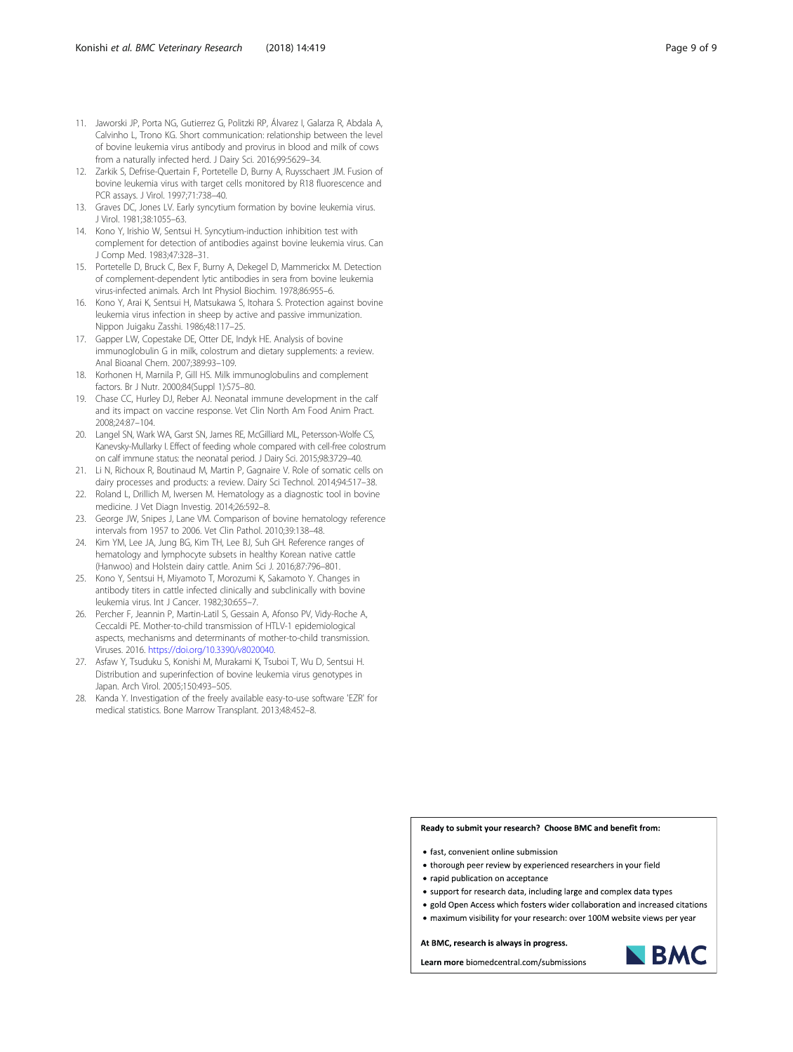11. Jaworski JP, Porta NG, Gutierrez G, Politzki RP, Álvarez I, Galarza R, Abdala A, Calvinho L, Trono KG. Short communication: relationship between the level of bovine leukemia virus antibody and provirus in blood and milk of cows from a naturally infected herd. J Dairy Sci. 2016;99:5629–34.
12. Zarkik S, Defrise-Quertain F, Portetelle D, Burny A, Ruysschaert JM. Fusion of bovine leukemia virus with target cells monitored by R18 fluorescence and PCR assays. J Virol. 1997;71:738–40.
13. Graves DC, Jones LV. Early syncytium formation by bovine leukemia virus. J Virol. 1981;38:1055–63.
14. Kono Y, Irishio W, Sentsui H. Syncytium-induction inhibition test with complement for detection of antibodies against bovine leukemia virus. Can J Comp Med. 1983;47:328–31.
15. Portetelle D, Bruck C, Bex F, Burny A, Dekegel D, Mammerickx M. Detection of complement-dependent lytic antibodies in sera from bovine leukemia virus-infected animals. Arch Int Physiol Biochim. 1978;86:955–6.
16. Kono Y, Arai K, Sentsui H, Matsukawa S, Itohara S. Protection against bovine leukemia virus infection in sheep by active and passive immunization. Nippon Juigaku Zasshi. 1986;48:117–25.
17. Gapper LW, Copestake DE, Otter DE, Indyk HE. Analysis of bovine immunoglobulin G in milk, colostrum and dietary supplements: a review. Anal Bioanal Chem. 2007;389:93–109.
18. Korhonen H, Marnila P, Gill HS. Milk immunoglobulins and complement factors. Br J Nutr. 2000;84(Suppl 1):S75–80.
19. Chase CC, Hurley DJ, Reber AJ. Neonatal immune development in the calf and its impact on vaccine response. Vet Clin North Am Food Anim Pract. 2008;24:87–104.
20. Langel SN, Wark WA, Garst SN, James RE, McGilliard ML, Petersson-Wolfe CS, Kanevsky-Mullarky I. Effect of feeding whole compared with cell-free colostrum on calf immune status: the neonatal period. J Dairy Sci. 2015;98:3729–40.
21. Li N, Richoux R, Boutinaud M, Martin P, Gagnaire V. Role of somatic cells on dairy processes and products: a review. Dairy Sci Technol. 2014;94:517–38.
22. Roland L, Drillich M, Iwersen M. Hematology as a diagnostic tool in bovine medicine. J Vet Diagn Investig. 2014;26:592–8.
23. George JW, Snipes J, Lane VM. Comparison of bovine hematology reference intervals from 1957 to 2006. Vet Clin Pathol. 2010;39:138–48.
24. Kim YM, Lee JA, Jung BG, Kim TH, Lee BJ, Suh GH. Reference ranges of hematology and lymphocyte subsets in healthy Korean native cattle (Hanwoo) and Holstein dairy cattle. Anim Sci J. 2016;87:796–801.
25. Kono Y, Sentsui H, Miyamoto T, Morozumi K, Sakamoto Y. Changes in antibody titers in cattle infected clinically and subclinically with bovine leukemia virus. Int J Cancer. 1982;30:655–7.
26. Percher F, Jeannin P, Martin-Latil S, Gessain A, Afonso PV, Vidy-Roche A, Ceccaldi PE. Mother-to-child transmission of HTLV-1 epidemiological aspects, mechanisms and determinants of mother-to-child transmission. Viruses. 2016. https://doi.org/10.3390/v8020040.
27. Asfaw Y, Tsuduku S, Konishi M, Murakami K, Tsuboi T, Wu D, Sentsui H. Distribution and superinfection of bovine leukemia virus genotypes in Japan. Arch Virol. 2005;150:493–505.
28. Kanda Y. Investigation of the freely available easy-to-use software 'EZR' for medical statistics. Bone Marrow Transplant. 2013;48:452–8.